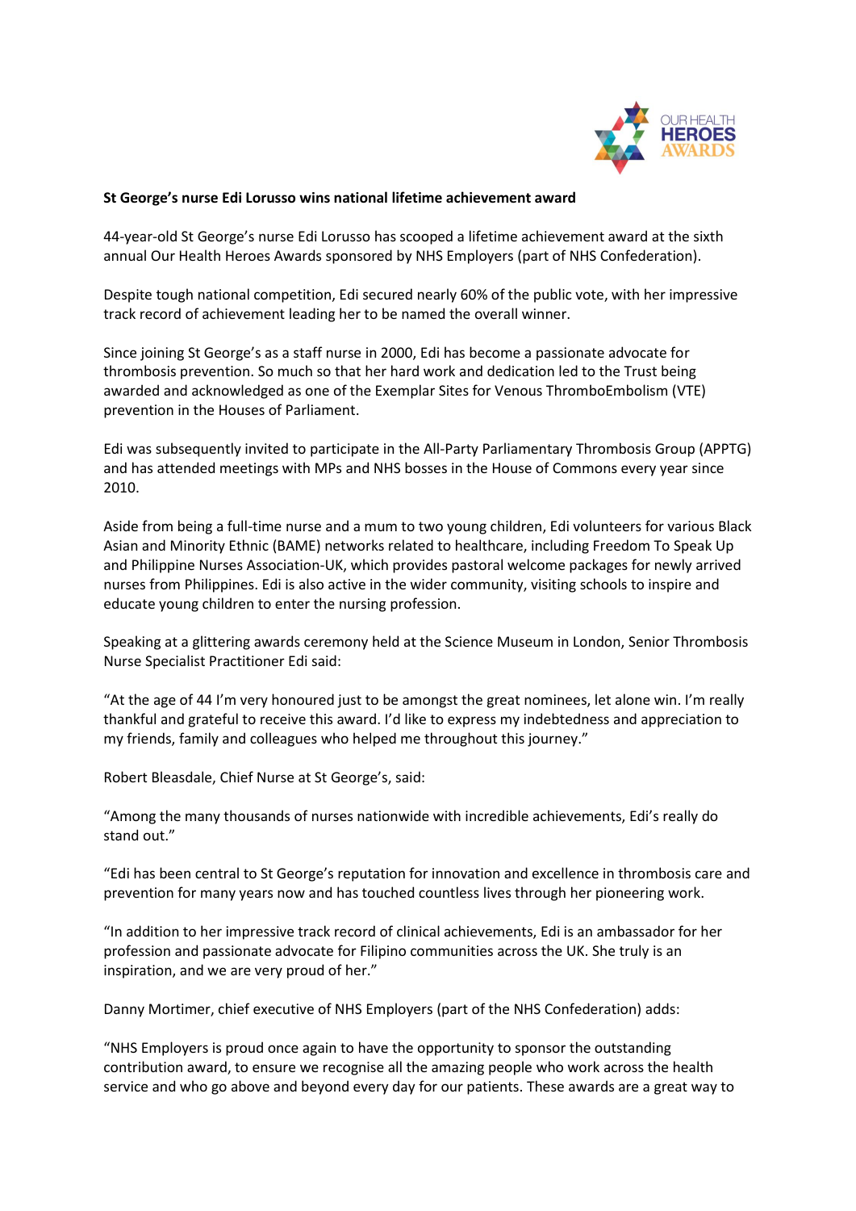**St George's nurse Edi Lorusso wins national lifetime achievement award**

44-year-old St George's nurse Edi Lorusso has scooped a lifetime achievement award at the sixth annual Our Health Heroes Awards sponsored by NHS Employers (part of NHS Confederation).

Despite tough national competition, Edi secured nearly 60% of the public vote, with her impressive track record of achievement leading her to be named the overall winner.

Since joining St George's as a staff nurse in 2000, Edi has become a passionate advocate for thrombosis prevention. So much so that her hard work and dedication led to the Trust being awarded and acknowledged as one of the Exemplar Sites for Venous ThromboEmbolism (VTE) prevention in the Houses of Parliament.

Edi was subsequently invited to participate in the All-Party Parliamentary Thrombosis Group (APPTG) and has attended meetings with MPs and NHS bosses in the House of Commons every year since 2010.

Aside from being a full-time nurse and a mum to two young children, Edi volunteers for various Black Asian and Minority Ethnic (BAME) networks related to healthcare, including Freedom To Speak Up and Philippine Nurses Association-UK, which provides pastoral welcome packages for newly arrived nurses from Philippines. Edi is also active in the wider community, visiting schools to inspire and educate young children to enter the nursing profession.

Speaking at a glittering awards ceremony held at the Science Museum in London, Senior Thrombosis Nurse Specialist Practitioner Edi said:

"At the age of 44 I'm very honoured just to be amongst the great nominees, let alone win. I'm really thankful and grateful to receive this award. I'd like to express my indebtedness and appreciation to my friends, family and colleagues who helped me throughout this journey."

Robert Bleasdale, Chief Nurse at St George's, said:

"Among the many thousands of nurses nationwide with incredible achievements, Edi's really do stand out."

"Edi has been central to St George's reputation for innovation and excellence in thrombosis care and prevention for many years now and has touched countless lives through her pioneering work.

"In addition to her impressive track record of clinical achievements, Edi is an ambassador for her profession and passionate advocate for Filipino communities across the UK. She truly is an inspiration, and we are very proud of her."

Danny Mortimer, chief executive of NHS Employers (part of the NHS Confederation) adds:

"NHS Employers is proud once again to have the opportunity to sponsor the outstanding contribution award, to ensure we recognise all the amazing people who work across the health service and who go above and beyond every day for our patients. These awards are a great way to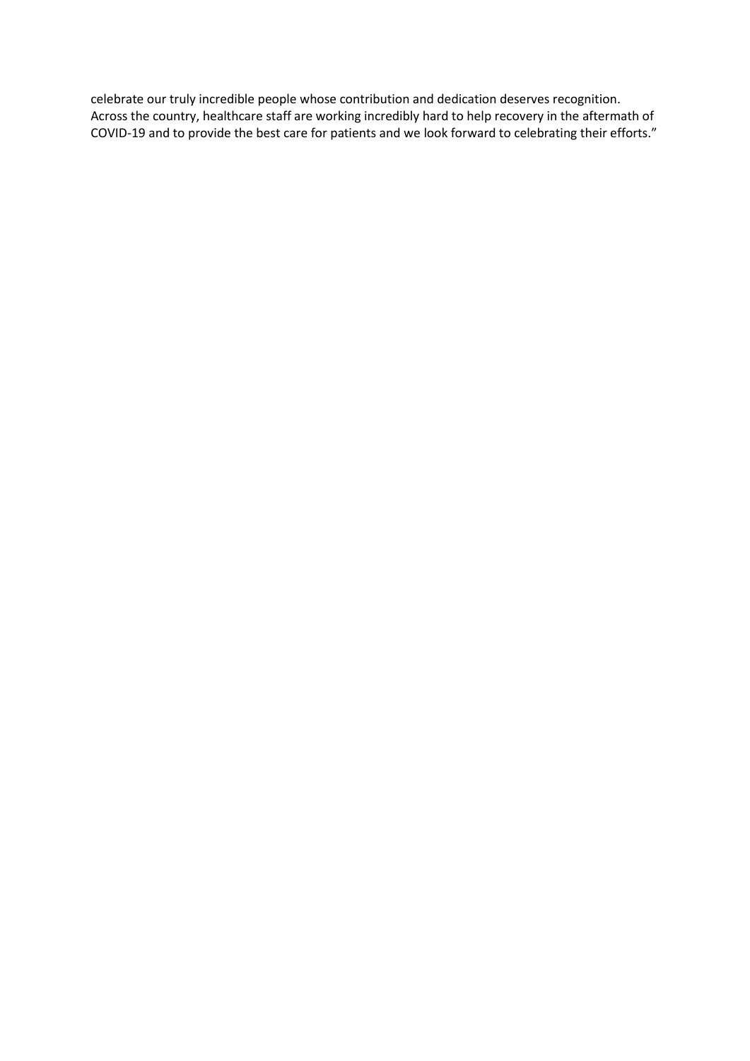celebrate our truly incredible people whose contribution and dedication deserves recognition. Across the country, healthcare staff are working incredibly hard to help recovery in the aftermath of COVID-19 and to provide the best care for patients and we look forward to celebrating their efforts."